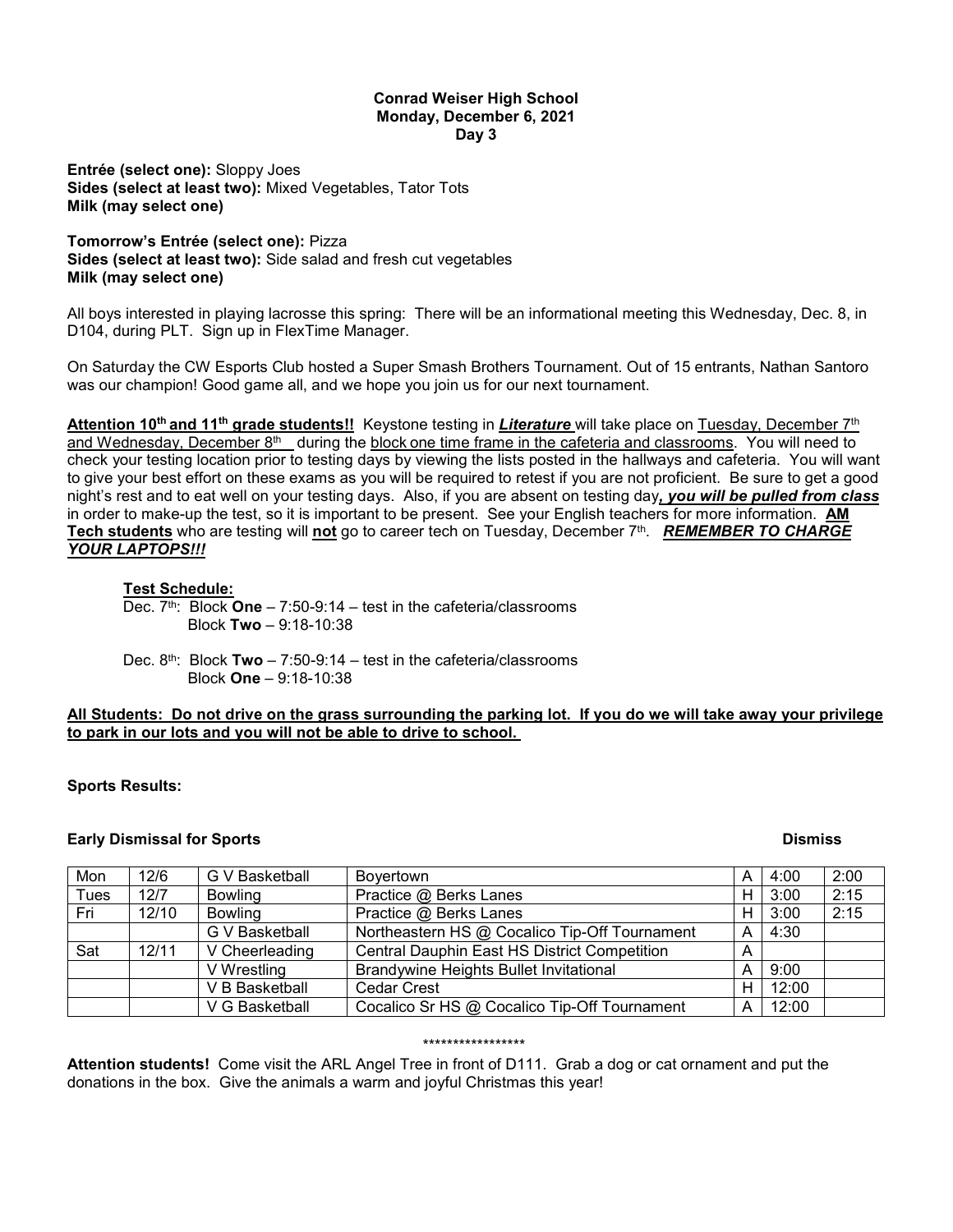**Conrad Weiser High School**
**Monday, December 6, 2021**
**Day 3**

**Entrée (select one):** Sloppy Joes
**Sides (select at least two):** Mixed Vegetables, Tator Tots
**Milk (may select one)**

**Tomorrow's Entrée (select one):** Pizza
**Sides (select at least two):** Side salad and fresh cut vegetables
**Milk (may select one)**

All boys interested in playing lacrosse this spring: There will be an informational meeting this Wednesday, Dec. 8, in D104, during PLT. Sign up in FlexTime Manager.

On Saturday the CW Esports Club hosted a Super Smash Brothers Tournament. Out of 15 entrants, Nathan Santoro was our champion! Good game all, and we hope you join us for our next tournament.

**Attention 10th and 11th grade students!!** Keystone testing in ***Literature*** will take place on Tuesday, December 7th and Wednesday, December 8th during the block one time frame in the cafeteria and classrooms. You will need to check your testing location prior to testing days by viewing the lists posted in the hallways and cafeteria. You will want to give your best effort on these exams as you will be required to retest if you are not proficient. Be sure to get a good night's rest and to eat well on your testing days. Also, if you are absent on testing day***, you will be pulled from class*** in order to make-up the test, so it is important to be present. See your English teachers for more information. **AM Tech students** who are testing will **not** go to career tech on Tuesday, December 7th. ***REMEMBER TO CHARGE YOUR LAPTOPS!!!***

**Test Schedule:**

Dec. 7th: Block **One** – 7:50-9:14 – test in the cafeteria/classrooms
Block **Two** – 9:18-10:38

Dec. 8th: Block **Two** – 7:50-9:14 – test in the cafeteria/classrooms
Block **One** – 9:18-10:38

**All Students: Do not drive on the grass surrounding the parking lot. If you do we will take away your privilege to park in our lots and you will not be able to drive to school.**

**Sports Results:**

**Early Dismissal for Sports** **Dismiss**

| Mon | 12/6 | G V Basketball | Boyertown | A | 4:00 | 2:00 |
|---|---|---|---|---|---|---|
| Tues | 12/7 | Bowling | Practice @ Berks Lanes | H | 3:00 | 2:15 |
| Fri | 12/10 | Bowling | Practice @ Berks Lanes | H | 3:00 | 2:15 |
| | | G V Basketball | Northeastern HS @ Cocalico Tip-Off Tournament | A | 4:30 | |
| Sat | 12/11 | V Cheerleading | Central Dauphin East HS District Competition | A | | |
| | | V Wrestling | Brandywine Heights Bullet Invitational | A | 9:00 | |
| | | V B Basketball | Cedar Crest | H | 12:00 | |
| | | V G Basketball | Cocalico Sr HS @ Cocalico Tip-Off Tournament | A | 12:00 | |

*****************

**Attention students!** Come visit the ARL Angel Tree in front of D111. Grab a dog or cat ornament and put the donations in the box. Give the animals a warm and joyful Christmas this year!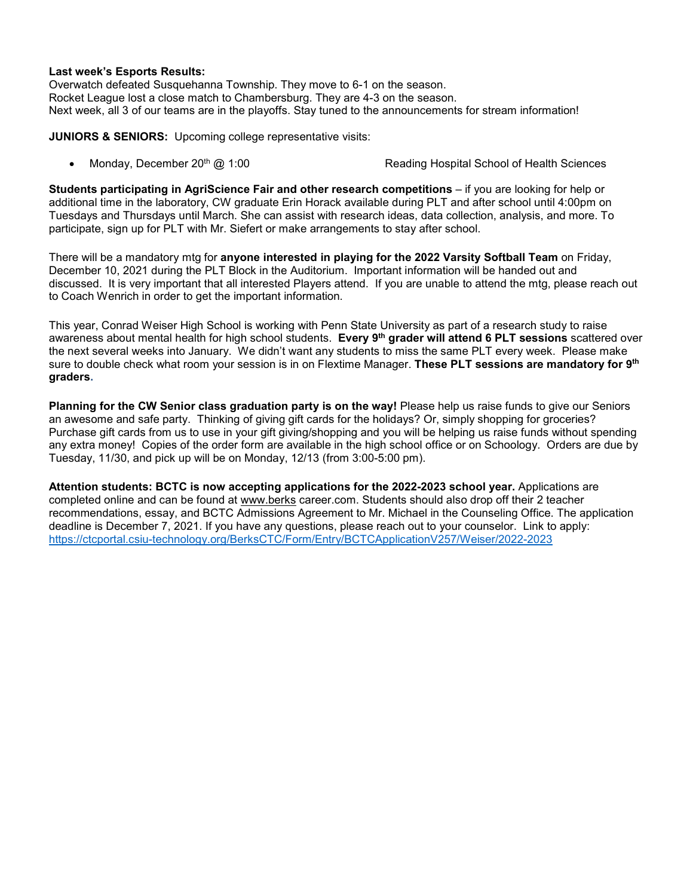**Last week's Esports Results:**
Overwatch defeated Susquehanna Township. They move to 6-1 on the season.
Rocket League lost a close match to Chambersburg. They are 4-3 on the season.
Next week, all 3 of our teams are in the playoffs. Stay tuned to the announcements for stream information!

**JUNIORS & SENIORS:** Upcoming college representative visits:

- Monday, December 20th @ 1:00 Reading Hospital School of Health Sciences

**Students participating in AgriScience Fair and other research competitions** – if you are looking for help or additional time in the laboratory, CW graduate Erin Horack available during PLT and after school until 4:00pm on Tuesdays and Thursdays until March. She can assist with research ideas, data collection, analysis, and more. To participate, sign up for PLT with Mr. Siefert or make arrangements to stay after school.

There will be a mandatory mtg for **anyone interested in playing for the 2022 Varsity Softball Team** on Friday, December 10, 2021 during the PLT Block in the Auditorium. Important information will be handed out and discussed. It is very important that all interested Players attend. If you are unable to attend the mtg, please reach out to Coach Wenrich in order to get the important information.

This year, Conrad Weiser High School is working with Penn State University as part of a research study to raise awareness about mental health for high school students. **Every 9th grader will attend 6 PLT sessions** scattered over the next several weeks into January. We didn't want any students to miss the same PLT every week. Please make sure to double check what room your session is in on Flextime Manager. **These PLT sessions are mandatory for 9th graders.**

**Planning for the CW Senior class graduation party is on the way!** Please help us raise funds to give our Seniors an awesome and safe party. Thinking of giving gift cards for the holidays? Or, simply shopping for groceries? Purchase gift cards from us to use in your gift giving/shopping and you will be helping us raise funds without spending any extra money! Copies of the order form are available in the high school office or on Schoology. Orders are due by Tuesday, 11/30, and pick up will be on Monday, 12/13 (from 3:00-5:00 pm).

**Attention students: BCTC is now accepting applications for the 2022-2023 school year.** Applications are completed online and can be found at www.berks career.com. Students should also drop off their 2 teacher recommendations, essay, and BCTC Admissions Agreement to Mr. Michael in the Counseling Office. The application deadline is December 7, 2021. If you have any questions, please reach out to your counselor. Link to apply: https://ctcportal.csiu-technology.org/BerksCTC/Form/Entry/BCTCApplicationV257/Weiser/2022-2023